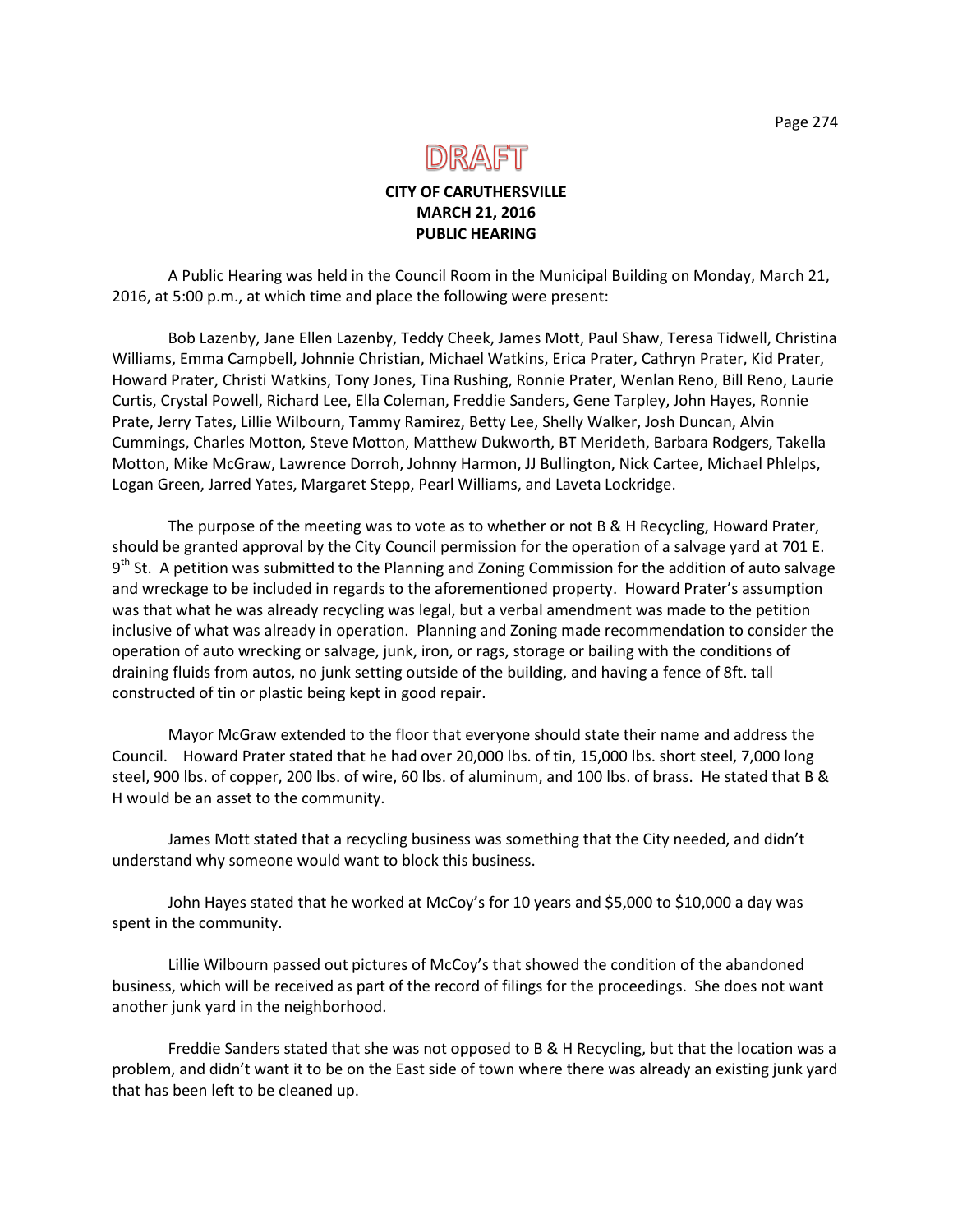DRAFT

**CITY OF CARUTHERSVILLE**
**MARCH 21, 2016**
**PUBLIC HEARING**

A Public Hearing was held in the Council Room in the Municipal Building on Monday, March 21, 2016, at 5:00 p.m., at which time and place the following were present:

Bob Lazenby, Jane Ellen Lazenby, Teddy Cheek, James Mott, Paul Shaw, Teresa Tidwell, Christina Williams, Emma Campbell, Johnnie Christian, Michael Watkins, Erica Prater, Cathryn Prater, Kid Prater, Howard Prater, Christi Watkins, Tony Jones, Tina Rushing, Ronnie Prater, Wenlan Reno, Bill Reno, Laurie Curtis, Crystal Powell, Richard Lee, Ella Coleman, Freddie Sanders, Gene Tarpley, John Hayes, Ronnie Prate, Jerry Tates, Lillie Wilbourn, Tammy Ramirez, Betty Lee, Shelly Walker, Josh Duncan, Alvin Cummings, Charles Motton, Steve Motton, Matthew Dukworth, BT Merideth, Barbara Rodgers, Takella Motton, Mike McGraw, Lawrence Dorroh, Johnny Harmon, JJ Bullington, Nick Cartee, Michael Phlelps, Logan Green, Jarred Yates, Margaret Stepp, Pearl Williams, and Laveta Lockridge.

The purpose of the meeting was to vote as to whether or not B & H Recycling, Howard Prater, should be granted approval by the City Council permission for the operation of a salvage yard at 701 E. 9th St. A petition was submitted to the Planning and Zoning Commission for the addition of auto salvage and wreckage to be included in regards to the aforementioned property. Howard Prater's assumption was that what he was already recycling was legal, but a verbal amendment was made to the petition inclusive of what was already in operation. Planning and Zoning made recommendation to consider the operation of auto wrecking or salvage, junk, iron, or rags, storage or bailing with the conditions of draining fluids from autos, no junk setting outside of the building, and having a fence of 8ft. tall constructed of tin or plastic being kept in good repair.

Mayor McGraw extended to the floor that everyone should state their name and address the Council. Howard Prater stated that he had over 20,000 lbs. of tin, 15,000 lbs. short steel, 7,000 long steel, 900 lbs. of copper, 200 lbs. of wire, 60 lbs. of aluminum, and 100 lbs. of brass. He stated that B & H would be an asset to the community.

James Mott stated that a recycling business was something that the City needed, and didn't understand why someone would want to block this business.

John Hayes stated that he worked at McCoy's for 10 years and $5,000 to $10,000 a day was spent in the community.

Lillie Wilbourn passed out pictures of McCoy's that showed the condition of the abandoned business, which will be received as part of the record of filings for the proceedings. She does not want another junk yard in the neighborhood.

Freddie Sanders stated that she was not opposed to B & H Recycling, but that the location was a problem, and didn't want it to be on the East side of town where there was already an existing junk yard that has been left to be cleaned up.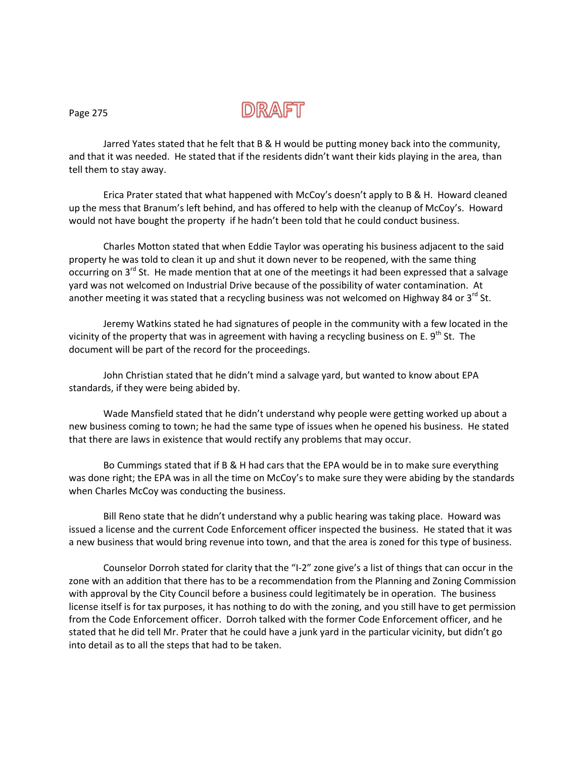DRAFT

Jarred Yates stated that he felt that B & H would be putting money back into the community, and that it was needed. He stated that if the residents didn't want their kids playing in the area, than tell them to stay away.

Erica Prater stated that what happened with McCoy's doesn't apply to B & H. Howard cleaned up the mess that Branum's left behind, and has offered to help with the cleanup of McCoy's. Howard would not have bought the property if he hadn't been told that he could conduct business.

Charles Motton stated that when Eddie Taylor was operating his business adjacent to the said property he was told to clean it up and shut it down never to be reopened, with the same thing occurring on 3rd St. He made mention that at one of the meetings it had been expressed that a salvage yard was not welcomed on Industrial Drive because of the possibility of water contamination. At another meeting it was stated that a recycling business was not welcomed on Highway 84 or 3rd St.

Jeremy Watkins stated he had signatures of people in the community with a few located in the vicinity of the property that was in agreement with having a recycling business on E. 9th St. The document will be part of the record for the proceedings.

John Christian stated that he didn't mind a salvage yard, but wanted to know about EPA standards, if they were being abided by.

Wade Mansfield stated that he didn't understand why people were getting worked up about a new business coming to town; he had the same type of issues when he opened his business. He stated that there are laws in existence that would rectify any problems that may occur.

Bo Cummings stated that if B & H had cars that the EPA would be in to make sure everything was done right; the EPA was in all the time on McCoy's to make sure they were abiding by the standards when Charles McCoy was conducting the business.

Bill Reno state that he didn't understand why a public hearing was taking place. Howard was issued a license and the current Code Enforcement officer inspected the business. He stated that it was a new business that would bring revenue into town, and that the area is zoned for this type of business.

Counselor Dorroh stated for clarity that the "I-2" zone give's a list of things that can occur in the zone with an addition that there has to be a recommendation from the Planning and Zoning Commission with approval by the City Council before a business could legitimately be in operation. The business license itself is for tax purposes, it has nothing to do with the zoning, and you still have to get permission from the Code Enforcement officer. Dorroh talked with the former Code Enforcement officer, and he stated that he did tell Mr. Prater that he could have a junk yard in the particular vicinity, but didn't go into detail as to all the steps that had to be taken.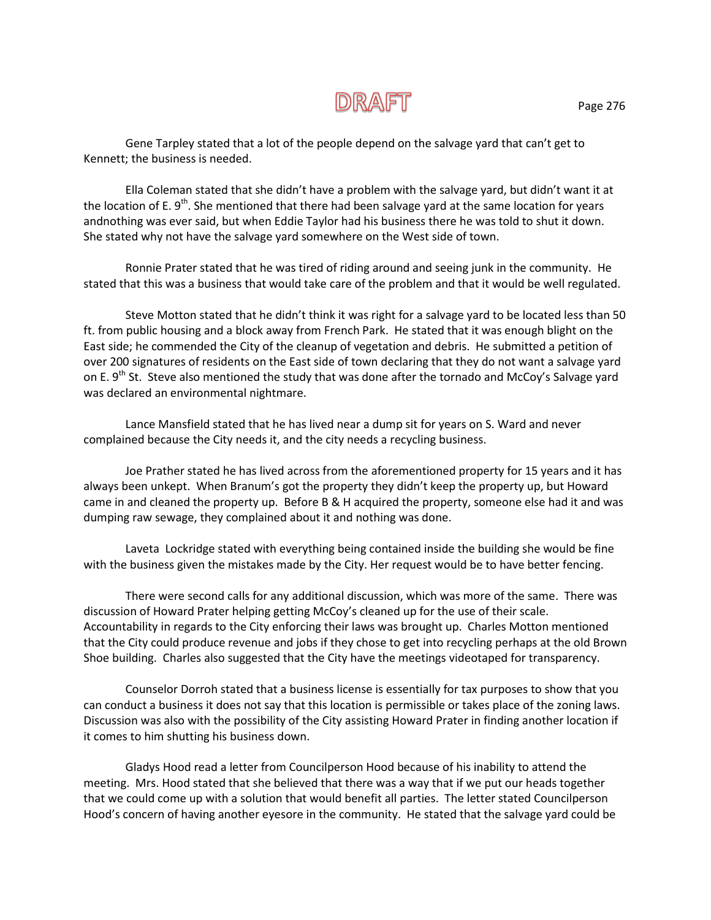Gene Tarpley stated that a lot of the people depend on the salvage yard that can't get to Kennett; the business is needed.

Ella Coleman stated that she didn't have a problem with the salvage yard, but didn't want it at the location of E. 9th. She mentioned that there had been salvage yard at the same location for years andnothing was ever said, but when Eddie Taylor had his business there he was told to shut it down. She stated why not have the salvage yard somewhere on the West side of town.

Ronnie Prater stated that he was tired of riding around and seeing junk in the community. He stated that this was a business that would take care of the problem and that it would be well regulated.

Steve Motton stated that he didn't think it was right for a salvage yard to be located less than 50 ft. from public housing and a block away from French Park. He stated that it was enough blight on the East side; he commended the City of the cleanup of vegetation and debris. He submitted a petition of over 200 signatures of residents on the East side of town declaring that they do not want a salvage yard on E. 9th St. Steve also mentioned the study that was done after the tornado and McCoy's Salvage yard was declared an environmental nightmare.

Lance Mansfield stated that he has lived near a dump sit for years on S. Ward and never complained because the City needs it, and the city needs a recycling business.

Joe Prather stated he has lived across from the aforementioned property for 15 years and it has always been unkept. When Branum's got the property they didn't keep the property up, but Howard came in and cleaned the property up. Before B & H acquired the property, someone else had it and was dumping raw sewage, they complained about it and nothing was done.

Laveta Lockridge stated with everything being contained inside the building she would be fine with the business given the mistakes made by the City. Her request would be to have better fencing.

There were second calls for any additional discussion, which was more of the same. There was discussion of Howard Prater helping getting McCoy's cleaned up for the use of their scale. Accountability in regards to the City enforcing their laws was brought up. Charles Motton mentioned that the City could produce revenue and jobs if they chose to get into recycling perhaps at the old Brown Shoe building. Charles also suggested that the City have the meetings videotaped for transparency.

Counselor Dorroh stated that a business license is essentially for tax purposes to show that you can conduct a business it does not say that this location is permissible or takes place of the zoning laws. Discussion was also with the possibility of the City assisting Howard Prater in finding another location if it comes to him shutting his business down.

Gladys Hood read a letter from Councilperson Hood because of his inability to attend the meeting. Mrs. Hood stated that she believed that there was a way that if we put our heads together that we could come up with a solution that would benefit all parties. The letter stated Councilperson Hood's concern of having another eyesore in the community. He stated that the salvage yard could be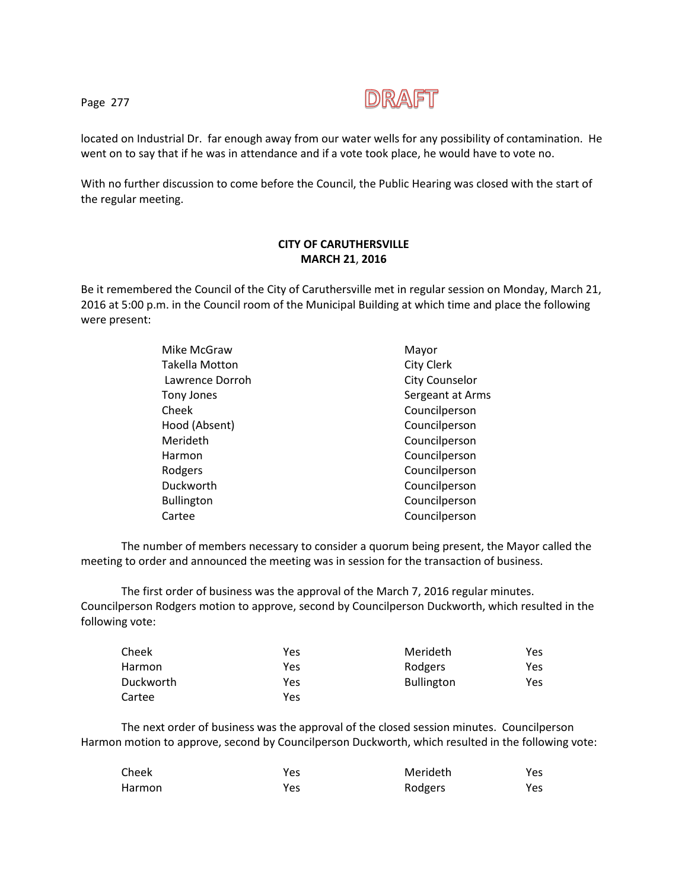DRAFT

located on Industrial Dr. far enough away from our water wells for any possibility of contamination. He went on to say that if he was in attendance and if a vote took place, he would have to vote no.

With no further discussion to come before the Council, the Public Hearing was closed with the start of the regular meeting.

**CITY OF CARUTHERSVILLE**
**MARCH 21, 2016**

Be it remembered the Council of the City of Caruthersville met in regular session on Monday, March 21, 2016 at 5:00 p.m. in the Council room of the Municipal Building at which time and place the following were present:

| | |
|---|---|
| Mike McGraw | Mayor |
| Takella Motton | City Clerk |
| Lawrence Dorroh | City Counselor |
| Tony Jones | Sergeant at Arms |
| Cheek | Councilperson |
| Hood (Absent) | Councilperson |
| Merideth | Councilperson |
| Harmon | Councilperson |
| Rodgers | Councilperson |
| Duckworth | Councilperson |
| Bullington | Councilperson |
| Cartee | Councilperson |

The number of members necessary to consider a quorum being present, the Mayor called the meeting to order and announced the meeting was in session for the transaction of business.

The first order of business was the approval of the March 7, 2016 regular minutes. Councilperson Rodgers motion to approve, second by Councilperson Duckworth, which resulted in the following vote:

| | | | |
|---|---|---|---|
| Cheek | Yes | Merideth | Yes |
| Harmon | Yes | Rodgers | Yes |
| Duckworth | Yes | Bullington | Yes |
| Cartee | Yes | | |

The next order of business was the approval of the closed session minutes. Councilperson Harmon motion to approve, second by Councilperson Duckworth, which resulted in the following vote:

| | | | |
|---|---|---|---|
| Cheek | Yes | Merideth | Yes |
| Harmon | Yes | Rodgers | Yes |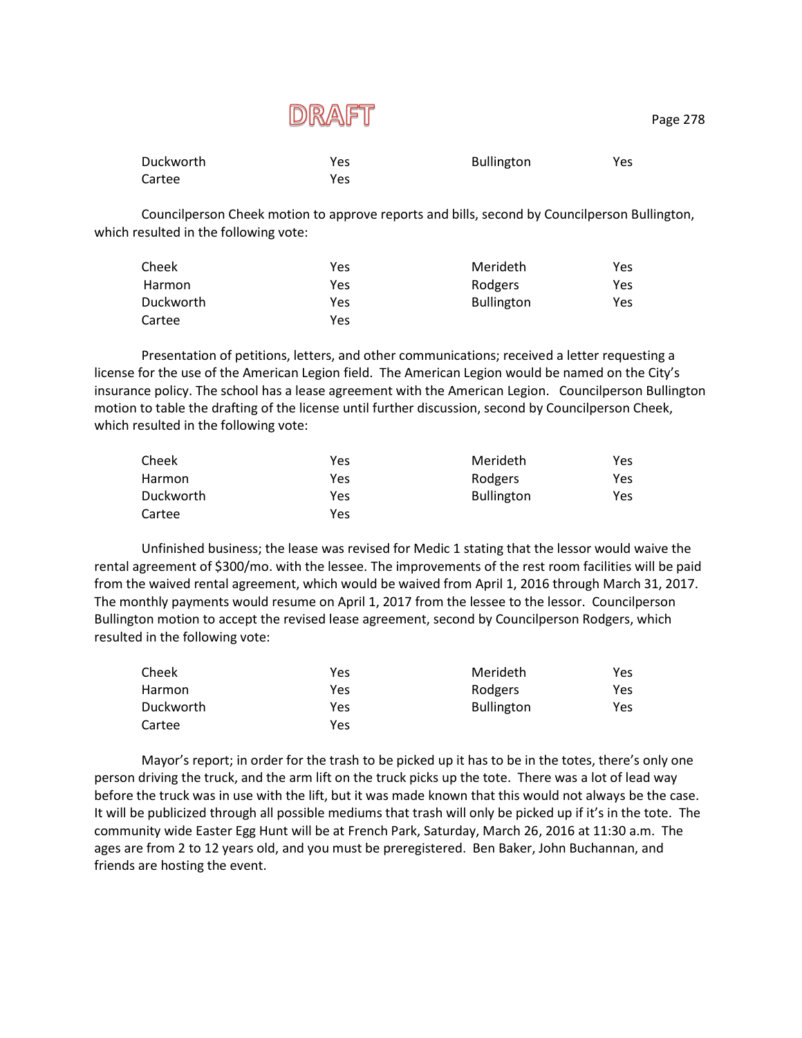DRAFT

| | | | |
|---|---|---|---|
| Duckworth | Yes | Bullington | Yes |
| Cartee | Yes | | |

Councilperson Cheek motion to approve reports and bills, second by Councilperson Bullington, which resulted in the following vote:

| | | | |
|---|---|---|---|
| Cheek | Yes | Merideth | Yes |
| Harmon | Yes | Rodgers | Yes |
| Duckworth | Yes | Bullington | Yes |
| Cartee | Yes | | |

Presentation of petitions, letters, and other communications; received a letter requesting a license for the use of the American Legion field. The American Legion would be named on the City's insurance policy. The school has a lease agreement with the American Legion. Councilperson Bullington motion to table the drafting of the license until further discussion, second by Councilperson Cheek, which resulted in the following vote:

| | | | |
|---|---|---|---|
| Cheek | Yes | Merideth | Yes |
| Harmon | Yes | Rodgers | Yes |
| Duckworth | Yes | Bullington | Yes |
| Cartee | Yes | | |

Unfinished business; the lease was revised for Medic 1 stating that the lessor would waive the rental agreement of $300/mo. with the lessee. The improvements of the rest room facilities will be paid from the waived rental agreement, which would be waived from April 1, 2016 through March 31, 2017. The monthly payments would resume on April 1, 2017 from the lessee to the lessor. Councilperson Bullington motion to accept the revised lease agreement, second by Councilperson Rodgers, which resulted in the following vote:

| | | | |
|---|---|---|---|
| Cheek | Yes | Merideth | Yes |
| Harmon | Yes | Rodgers | Yes |
| Duckworth | Yes | Bullington | Yes |
| Cartee | Yes | | |

Mayor's report; in order for the trash to be picked up it has to be in the totes, there's only one person driving the truck, and the arm lift on the truck picks up the tote. There was a lot of lead way before the truck was in use with the lift, but it was made known that this would not always be the case. It will be publicized through all possible mediums that trash will only be picked up if it's in the tote. The community wide Easter Egg Hunt will be at French Park, Saturday, March 26, 2016 at 11:30 a.m. The ages are from 2 to 12 years old, and you must be preregistered. Ben Baker, John Buchannan, and friends are hosting the event.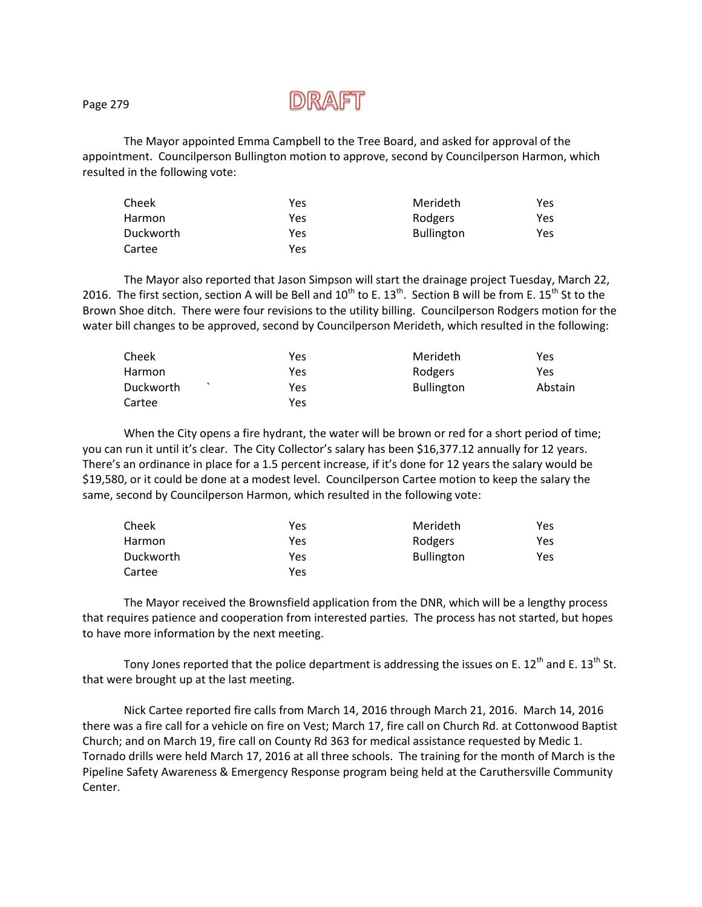**DRAFT**

The Mayor appointed Emma Campbell to the Tree Board, and asked for approval of the appointment. Councilperson Bullington motion to approve, second by Councilperson Harmon, which resulted in the following vote:

| | | | |
|---|---|---|---|
| Cheek | Yes | Merideth | Yes |
| Harmon | Yes | Rodgers | Yes |
| Duckworth | Yes | Bullington | Yes |
| Cartee | Yes | | |

The Mayor also reported that Jason Simpson will start the drainage project Tuesday, March 22, 2016. The first section, section A will be Bell and 10th to E. 13th. Section B will be from E. 15th St to the Brown Shoe ditch. There were four revisions to the utility billing. Councilperson Rodgers motion for the water bill changes to be approved, second by Councilperson Merideth, which resulted in the following:

| | | | |
|---|---|---|---|
| Cheek | Yes | Merideth | Yes |
| Harmon | Yes | Rodgers | Yes |
| Duckworth | Yes | Bullington | Abstain |
| Cartee | Yes | | |

When the City opens a fire hydrant, the water will be brown or red for a short period of time; you can run it until it's clear. The City Collector's salary has been $16,377.12 annually for 12 years. There's an ordinance in place for a 1.5 percent increase, if it's done for 12 years the salary would be $19,580, or it could be done at a modest level. Councilperson Cartee motion to keep the salary the same, second by Councilperson Harmon, which resulted in the following vote:

| | | | |
|---|---|---|---|
| Cheek | Yes | Merideth | Yes |
| Harmon | Yes | Rodgers | Yes |
| Duckworth | Yes | Bullington | Yes |
| Cartee | Yes | | |

The Mayor received the Brownsfield application from the DNR, which will be a lengthy process that requires patience and cooperation from interested parties. The process has not started, but hopes to have more information by the next meeting.

Tony Jones reported that the police department is addressing the issues on E. 12th and E. 13th St. that were brought up at the last meeting.

Nick Cartee reported fire calls from March 14, 2016 through March 21, 2016. March 14, 2016 there was a fire call for a vehicle on fire on Vest; March 17, fire call on Church Rd. at Cottonwood Baptist Church; and on March 19, fire call on County Rd 363 for medical assistance requested by Medic 1. Tornado drills were held March 17, 2016 at all three schools. The training for the month of March is the Pipeline Safety Awareness & Emergency Response program being held at the Caruthersville Community Center.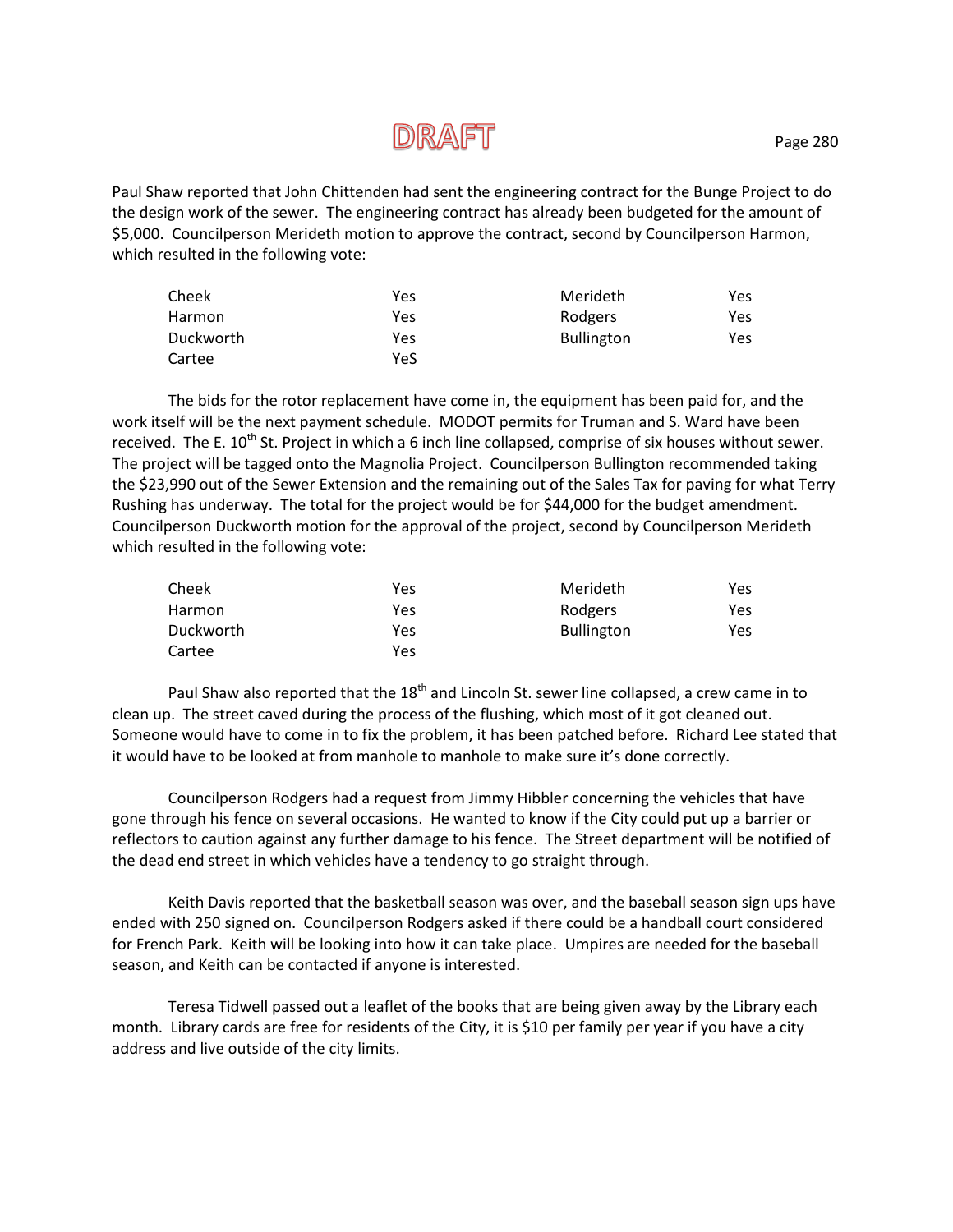DRAFT

Paul Shaw reported that John Chittenden had sent the engineering contract for the Bunge Project to do the design work of the sewer. The engineering contract has already been budgeted for the amount of $5,000. Councilperson Merideth motion to approve the contract, second by Councilperson Harmon, which resulted in the following vote:

| | | | |
|---|---|---|---|
| Cheek | Yes | Merideth | Yes |
| Harmon | Yes | Rodgers | Yes |
| Duckworth | Yes | Bullington | Yes |
| Cartee | YeS | | |

The bids for the rotor replacement have come in, the equipment has been paid for, and the work itself will be the next payment schedule. MODOT permits for Truman and S. Ward have been received. The E. 10th St. Project in which a 6 inch line collapsed, comprise of six houses without sewer. The project will be tagged onto the Magnolia Project. Councilperson Bullington recommended taking the $23,990 out of the Sewer Extension and the remaining out of the Sales Tax for paving for what Terry Rushing has underway. The total for the project would be for $44,000 for the budget amendment. Councilperson Duckworth motion for the approval of the project, second by Councilperson Merideth which resulted in the following vote:

| | | | |
|---|---|---|---|
| Cheek | Yes | Merideth | Yes |
| Harmon | Yes | Rodgers | Yes |
| Duckworth | Yes | Bullington | Yes |
| Cartee | Yes | | |

Paul Shaw also reported that the 18th and Lincoln St. sewer line collapsed, a crew came in to clean up. The street caved during the process of the flushing, which most of it got cleaned out. Someone would have to come in to fix the problem, it has been patched before. Richard Lee stated that it would have to be looked at from manhole to manhole to make sure it's done correctly.

Councilperson Rodgers had a request from Jimmy Hibbler concerning the vehicles that have gone through his fence on several occasions. He wanted to know if the City could put up a barrier or reflectors to caution against any further damage to his fence. The Street department will be notified of the dead end street in which vehicles have a tendency to go straight through.

Keith Davis reported that the basketball season was over, and the baseball season sign ups have ended with 250 signed on. Councilperson Rodgers asked if there could be a handball court considered for French Park. Keith will be looking into how it can take place. Umpires are needed for the baseball season, and Keith can be contacted if anyone is interested.

Teresa Tidwell passed out a leaflet of the books that are being given away by the Library each month. Library cards are free for residents of the City, it is $10 per family per year if you have a city address and live outside of the city limits.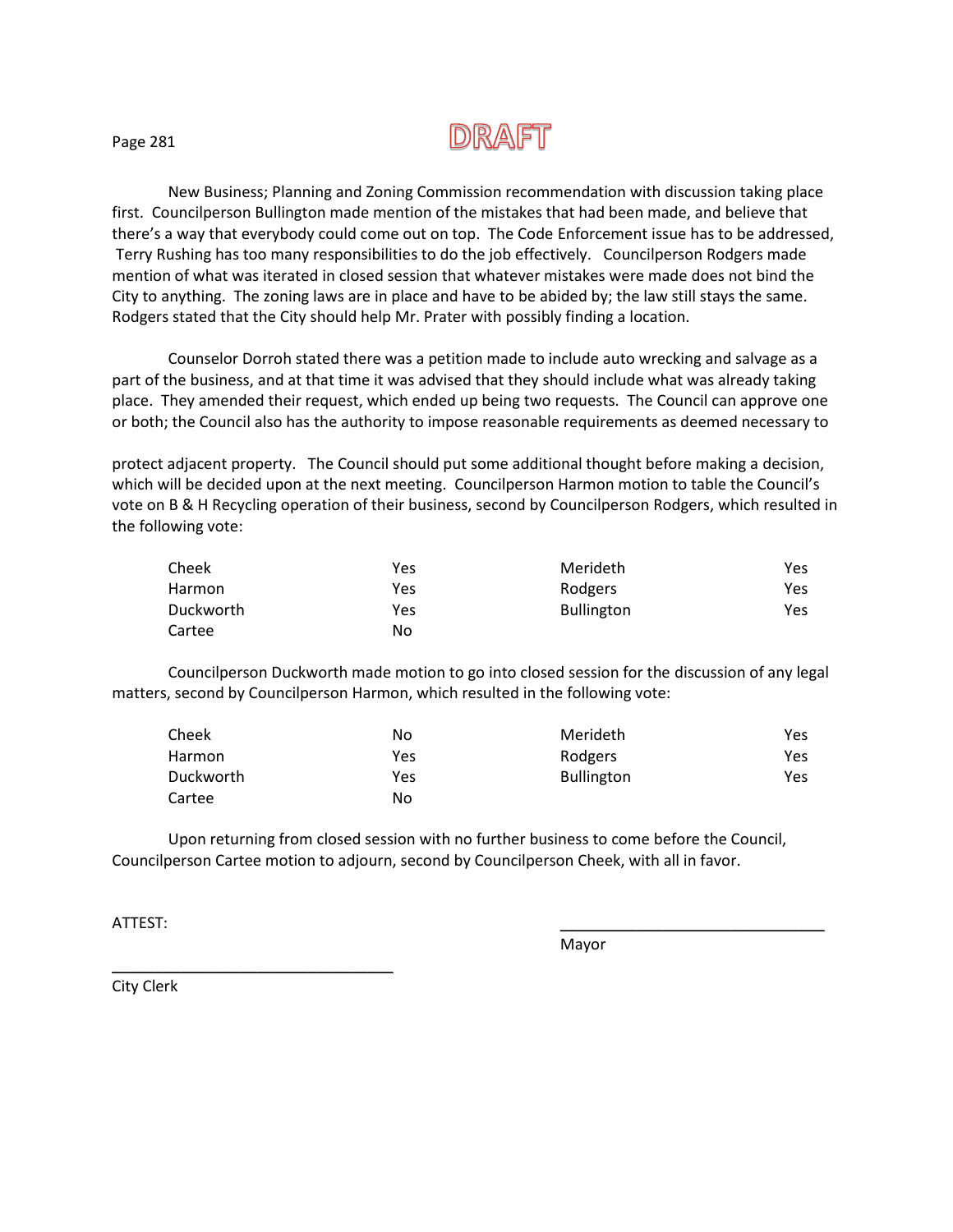DRAFT

New Business; Planning and Zoning Commission recommendation with discussion taking place first. Councilperson Bullington made mention of the mistakes that had been made, and believe that there's a way that everybody could come out on top. The Code Enforcement issue has to be addressed, Terry Rushing has too many responsibilities to do the job effectively. Councilperson Rodgers made mention of what was iterated in closed session that whatever mistakes were made does not bind the City to anything. The zoning laws are in place and have to be abided by; the law still stays the same. Rodgers stated that the City should help Mr. Prater with possibly finding a location.

Counselor Dorroh stated there was a petition made to include auto wrecking and salvage as a part of the business, and at that time it was advised that they should include what was already taking place. They amended their request, which ended up being two requests. The Council can approve one or both; the Council also has the authority to impose reasonable requirements as deemed necessary to protect adjacent property. The Council should put some additional thought before making a decision, which will be decided upon at the next meeting. Councilperson Harmon motion to table the Council's vote on B & H Recycling operation of their business, second by Councilperson Rodgers, which resulted in the following vote:

| | | | |
|---|---|---|---|
| Cheek | Yes | Merideth | Yes |
| Harmon | Yes | Rodgers | Yes |
| Duckworth | Yes | Bullington | Yes |
| Cartee | No | | |

Councilperson Duckworth made motion to go into closed session for the discussion of any legal matters, second by Councilperson Harmon, which resulted in the following vote:

| | | | |
|---|---|---|---|
| Cheek | No | Merideth | Yes |
| Harmon | Yes | Rodgers | Yes |
| Duckworth | Yes | Bullington | Yes |
| Cartee | No | | |

Upon returning from closed session with no further business to come before the Council, Councilperson Cartee motion to adjourn, second by Councilperson Cheek, with all in favor.

ATTEST:

______________________________
Mayor

______________________________
City Clerk